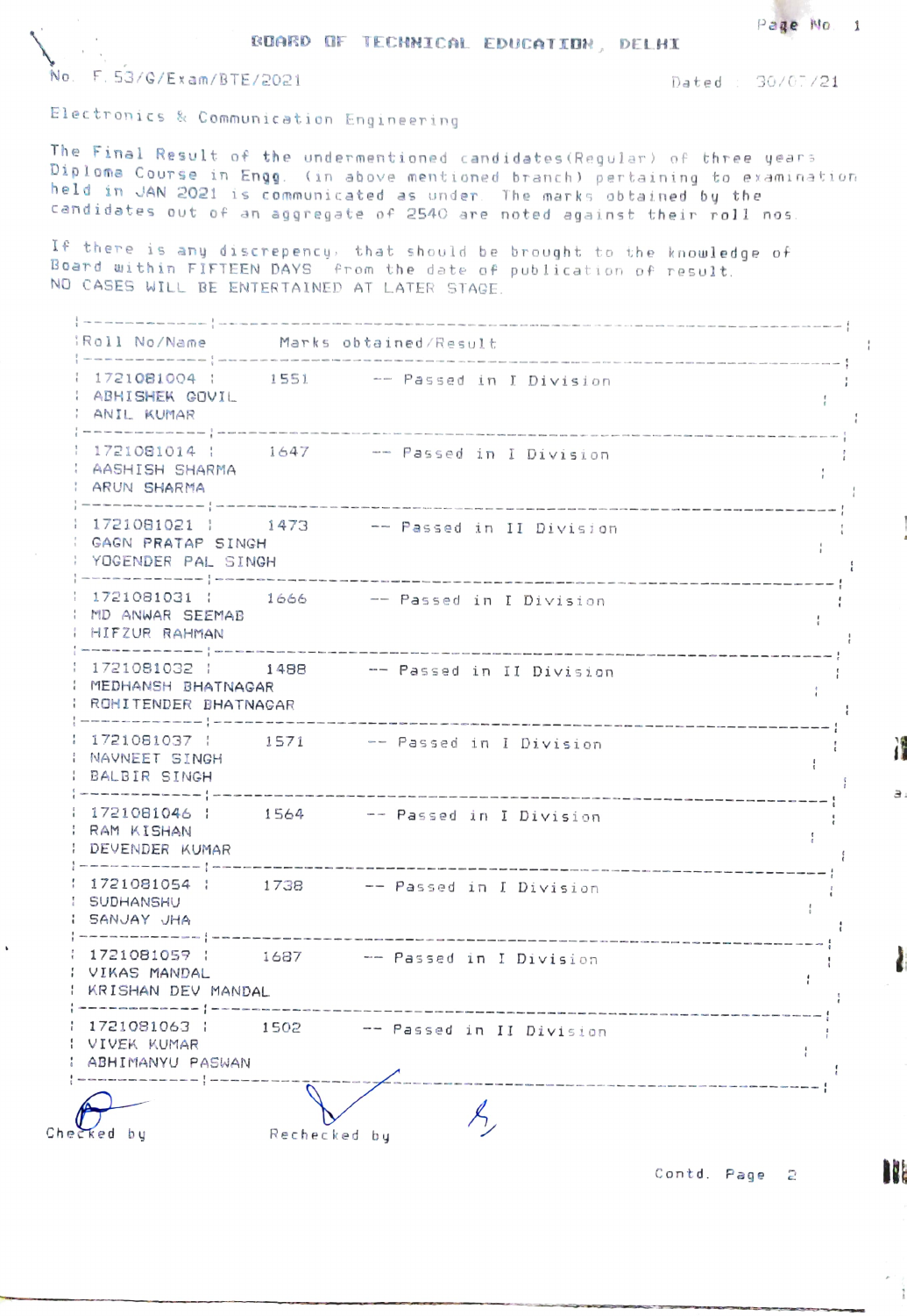# BOARD OF TECHNICAL EDUCATION, DELHI

No. F.53/G/Exam/BTE/2021 Dated : 30/07/21

Electronics & Communication Engineering

The Final Result of the undermentioned candidates(Regular) of three years Diploma Course in Engg. (in above mentioned branch) pertaining to examination held in JAN 2021 is communicated as under. The marks obtained by the candidates out of an aggregate of 2540 are noted against their roll nos.

If there is any discrepency, that should be brought to the knowledge of Board within FIFTEEN DAYS from the date of publication of result. NO CASES WILL BE ENTERTAINED AT LATER STAGE.

| Roll No/Name | Marks obtained/Result |
|---|---|
| 1721081004 ABHISHEK GOVIL ANIL KUMAR | 1551 -- Passed in I Division |
| 1721081014 AASHISH SHARMA ARUN SHARMA | 1647 -- Passed in I Division |
| 1721081021 GAGN PRATAP SINGH YOGENDER PAL SINGH | 1473 -- Passed in II Division |
| 1721081031 MD ANWAR SEEMAB HIFZUR RAHMAN | 1666 -- Passed in I Division |
| 1721081032 MEDHANSH BHATNAGAR ROHITENDER BHATNAGAR | 1488 -- Passed in II Division |
| 1721081037 NAVNEET SINGH BALBIR SINGH | 1571 -- Passed in I Division |
| 1721081046 RAM KISHAN DEVENDER KUMAR | 1564 -- Passed in I Division |
| 1721081054 SUDHANSHU SANJAY JHA | 1738 -- Passed in I Division |
| 1721081059 VIKAS MANDAL KRISHAN DEV MANDAL | 1687 -- Passed in I Division |
| 1721081063 VIVEK KUMAR ABHIMANYU PASWAN | 1502 -- Passed in II Division |

Checked by Rechecked by

Contd. Page 2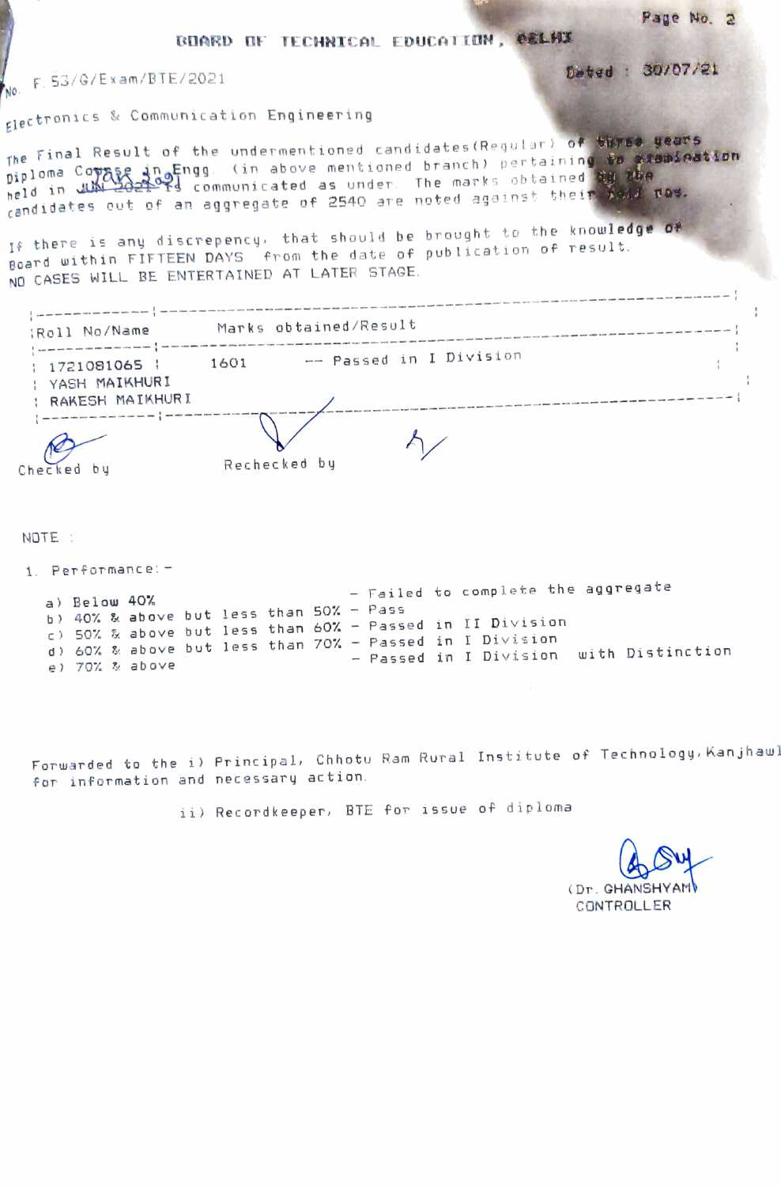# BOARD OF TECHNICAL EDUCATION, DELHI

No. F.53/G/Exam/BTE/2021

Dated : 30/07/21

Electronics & Communication Engineering

The Final Result of the undermentioned candidates(Regular) of three years Diploma Course in Engg. (in above mentioned branch) pertaining to examination held in JUN 2021 is communicated as under. The marks obtained by the candidates out of an aggregate of 2540 are noted against their roll nos.

If there is any discrepency, that should be brought to the knowledge of Board within FIFTEEN DAYS from the date of publication of result. NO CASES WILL BE ENTERTAINED AT LATER STAGE.

| Roll No/Name | Marks obtained/Result |
|---|---|
| 1721081065<br>YASH MAIKHURI<br>RAKESH MAIKHURI | 1601 -- Passed in I Division |

Checked by Rechecked by

NOTE :

1. Performance:-
   - a) Below 40% - Failed to complete the aggregate
   - b) 40% & above but less than 50% - Pass
   - c) 50% & above but less than 60% - Passed in II Division
   - d) 60% & above but less than 70% - Passed in I Division
   - e) 70% & above - Passed in I Division with Distinction

Forwarded to the i) Principal, Chhotu Ram Rural Institute of Technology, Kanjhawla for information and necessary action.

ii) Recordkeeper, BTE for issue of diploma

(Dr. GHANSHYAM)
CONTROLLER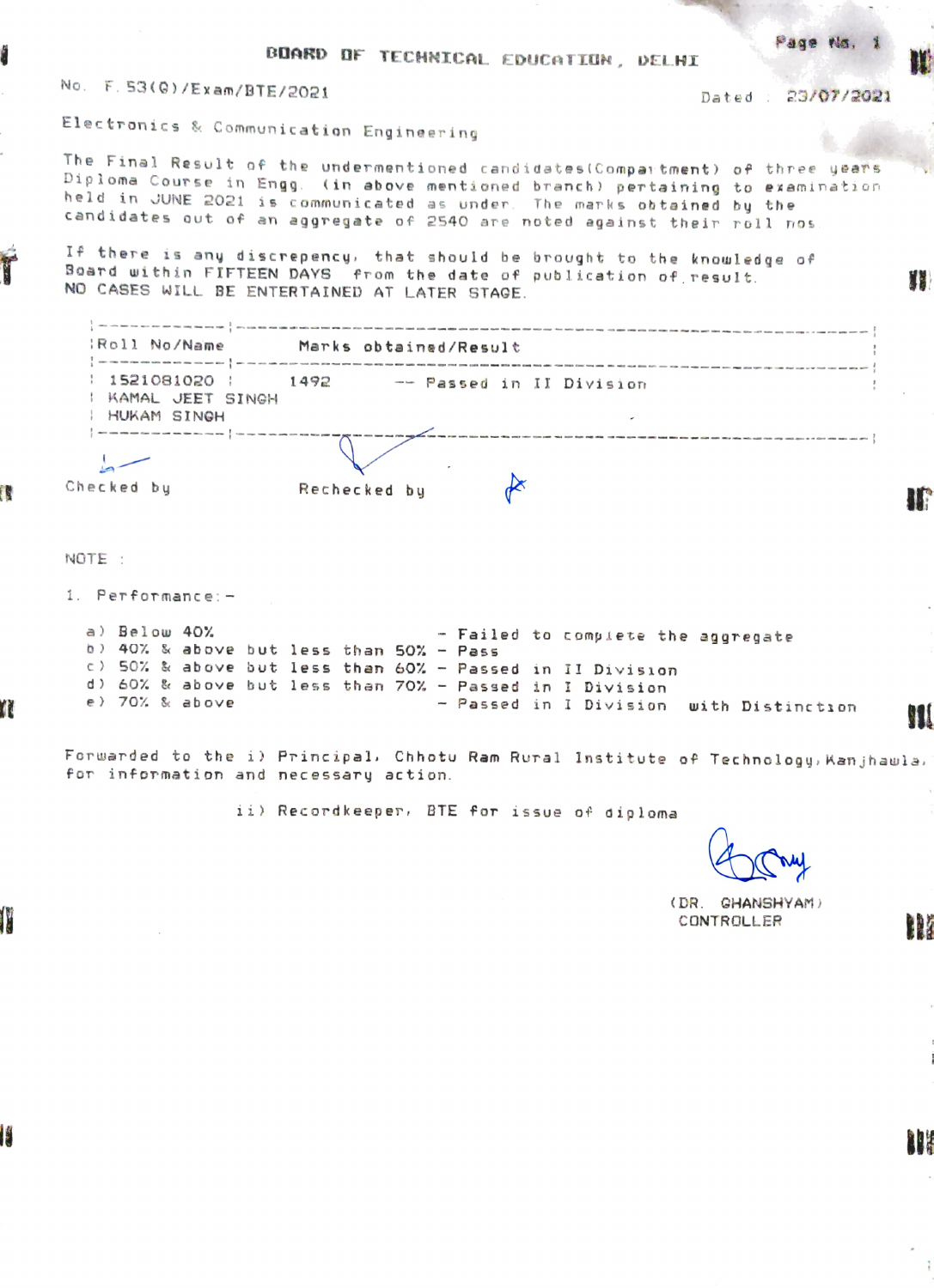# BOARD OF TECHNICAL EDUCATION, DELHI

No. F.53(Q)/Exam/BTE/2021

Dated : 23/07/2021

Electronics & Communication Engineering

The Final Result of the undermentioned candidates(Compartment) of three years Diploma Course in Engg. (in above mentioned branch) pertaining to examination held in JUNE 2021 is communicated as under. The marks obtained by the candidates out of an aggregate of 2540 are noted against their roll nos.

If there is any discrepency, that should be brought to the knowledge of Board within FIFTEEN DAYS from the date of publication of result. NO CASES WILL BE ENTERTAINED AT LATER STAGE.

| Roll No/Name | Marks obtained/Result |
| --- | --- |
| 1521081020 KAMAL JEET SINGH HUKAM SINGH | 1492 -- Passed in II Division |

Checked by                Rechecked by

NOTE :

1. Performance:-

   a) Below 40% - Failed to complete the aggregate
   b) 40% & above but less than 50% - Pass
   c) 50% & above but less than 60% - Passed in II Division
   d) 60% & above but less than 70% - Passed in I Division
   e) 70% & above - Passed in I Division with Distinction

Forwarded to the i) Principal, Chhotu Ram Rural Institute of Technology, Kanjhawla, for information and necessary action.

ii) Recordkeeper, BTE for issue of diploma

(DR. GHANSHYAM)
CONTROLLER